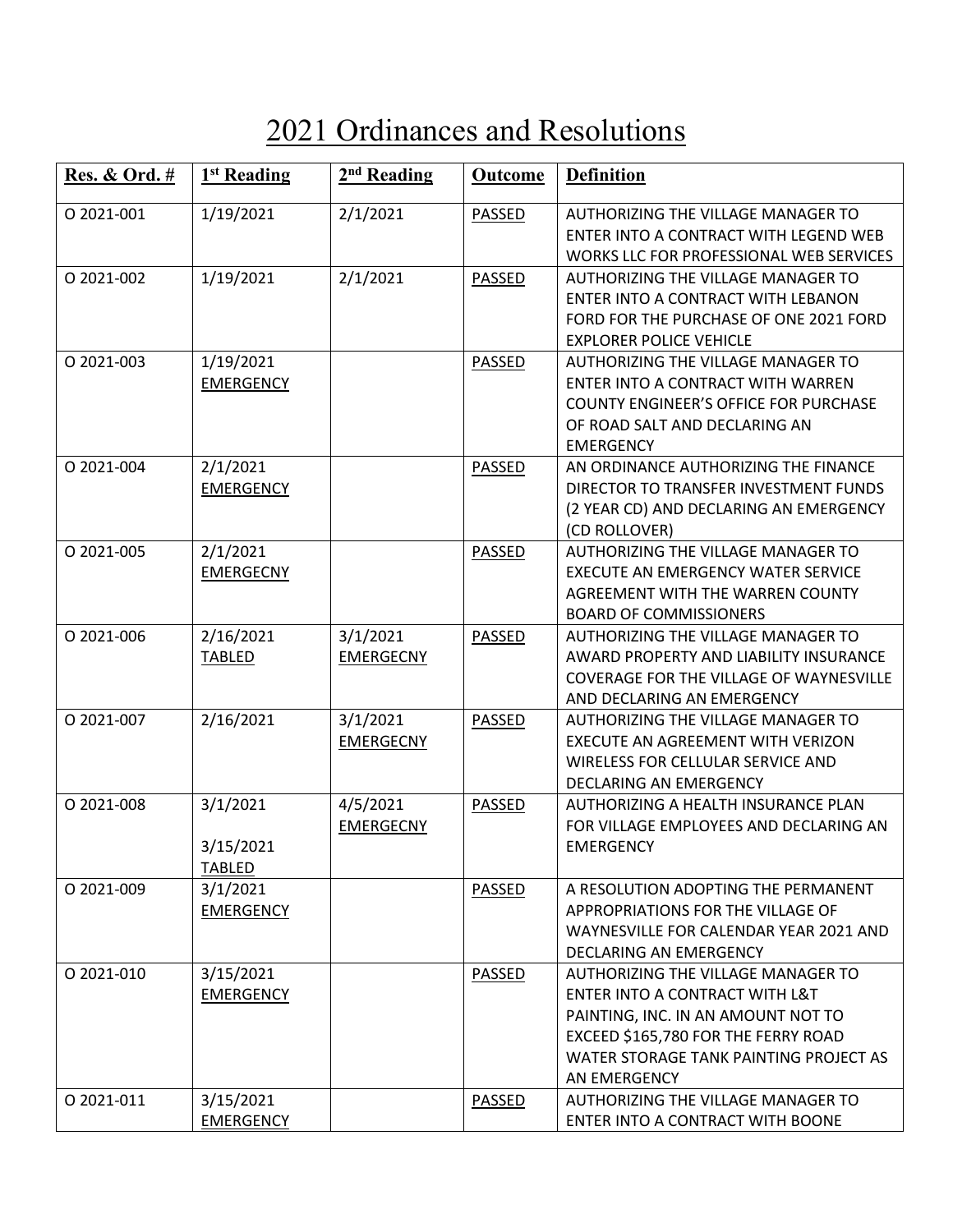# 2021 Ordinances and Resolutions

| Res. & Ord. # | 1st Reading | 2nd Reading | Outcome | Definition |
|---|---|---|---|---|
| O 2021-001 | 1/19/2021 | 2/1/2021 | PASSED | AUTHORIZING THE VILLAGE MANAGER TO ENTER INTO A CONTRACT WITH LEGEND WEB WORKS LLC FOR PROFESSIONAL WEB SERVICES |
| O 2021-002 | 1/19/2021 | 2/1/2021 | PASSED | AUTHORIZING THE VILLAGE MANAGER TO ENTER INTO A CONTRACT WITH LEBANON FORD FOR THE PURCHASE OF ONE 2021 FORD EXPLORER POLICE VEHICLE |
| O 2021-003 | 1/19/2021 EMERGENCY | | PASSED | AUTHORIZING THE VILLAGE MANAGER TO ENTER INTO A CONTRACT WITH WARREN COUNTY ENGINEER'S OFFICE FOR PURCHASE OF ROAD SALT AND DECLARING AN EMERGENCY |
| O 2021-004 | 2/1/2021 EMERGENCY | | PASSED | AN ORDINANCE AUTHORIZING THE FINANCE DIRECTOR TO TRANSFER INVESTMENT FUNDS (2 YEAR CD) AND DECLARING AN EMERGENCY (CD ROLLOVER) |
| O 2021-005 | 2/1/2021 EMERGECNY | | PASSED | AUTHORIZING THE VILLAGE MANAGER TO EXECUTE AN EMERGENCY WATER SERVICE AGREEMENT WITH THE WARREN COUNTY BOARD OF COMMISSIONERS |
| O 2021-006 | 2/16/2021 TABLED | 3/1/2021 EMERGECNY | PASSED | AUTHORIZING THE VILLAGE MANAGER TO AWARD PROPERTY AND LIABILITY INSURANCE COVERAGE FOR THE VILLAGE OF WAYNESVILLE AND DECLARING AN EMERGENCY |
| O 2021-007 | 2/16/2021 | 3/1/2021 EMERGECNY | PASSED | AUTHORIZING THE VILLAGE MANAGER TO EXECUTE AN AGREEMENT WITH VERIZON WIRELESS FOR CELLULAR SERVICE AND DECLARING AN EMERGENCY |
| O 2021-008 | 3/1/2021<br>3/15/2021 TABLED | 4/5/2021 EMERGECNY | PASSED | AUTHORIZING A HEALTH INSURANCE PLAN FOR VILLAGE EMPLOYEES AND DECLARING AN EMERGENCY |
| O 2021-009 | 3/1/2021 EMERGENCY | | PASSED | A RESOLUTION ADOPTING THE PERMANENT APPROPRIATIONS FOR THE VILLAGE OF WAYNESVILLE FOR CALENDAR YEAR 2021 AND DECLARING AN EMERGENCY |
| O 2021-010 | 3/15/2021 EMERGENCY | | PASSED | AUTHORIZING THE VILLAGE MANAGER TO ENTER INTO A CONTRACT WITH L&T PAINTING, INC. IN AN AMOUNT NOT TO EXCEED $165,780 FOR THE FERRY ROAD WATER STORAGE TANK PAINTING PROJECT AS AN EMERGENCY |
| O 2021-011 | 3/15/2021 EMERGENCY | | PASSED | AUTHORIZING THE VILLAGE MANAGER TO ENTER INTO A CONTRACT WITH BOONE |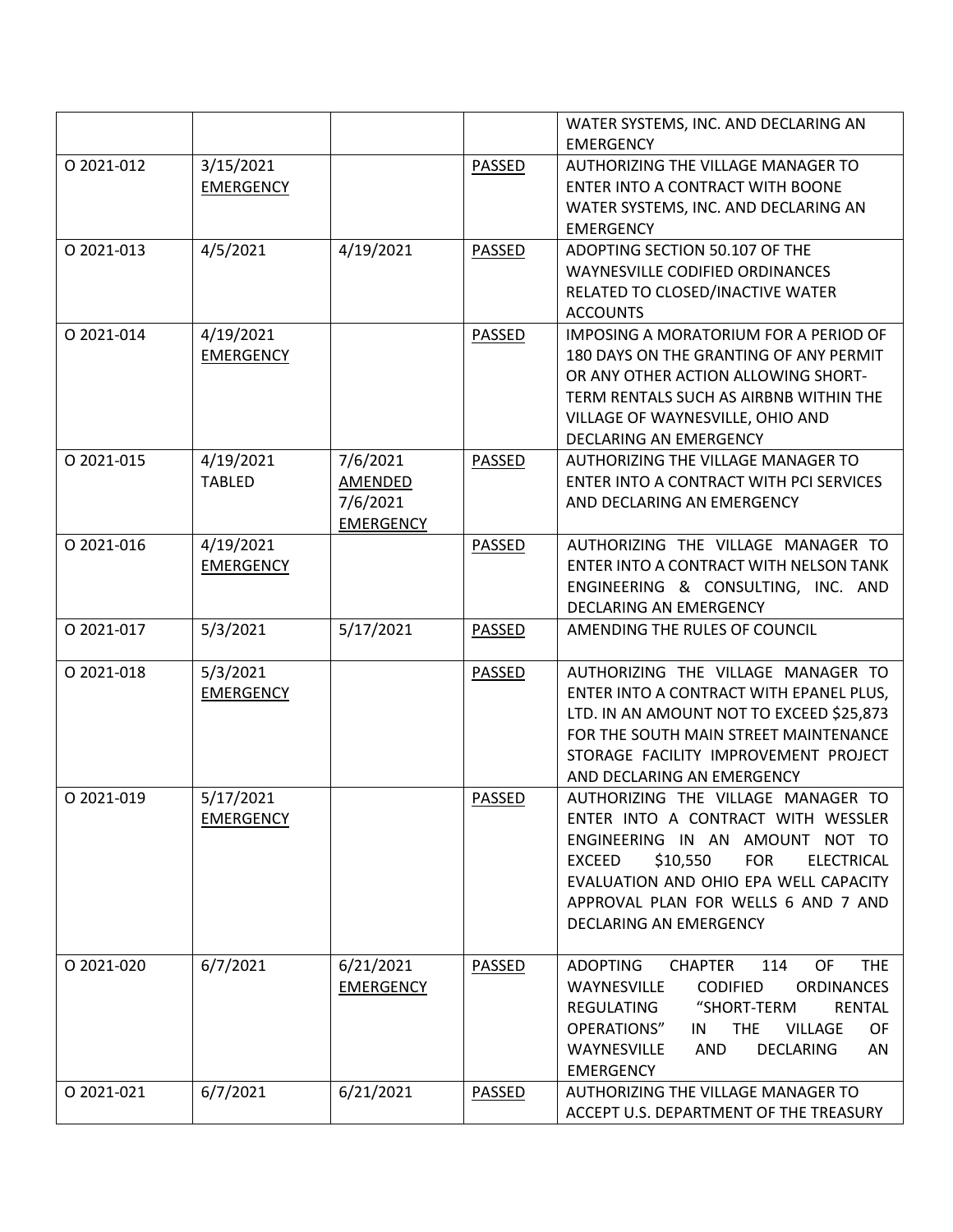| | | | | |
|---|---|---|---|---|
| | | | | WATER SYSTEMS, INC. AND DECLARING AN EMERGENCY |
| O 2021-012 | 3/15/2021 EMERGENCY | | PASSED | AUTHORIZING THE VILLAGE MANAGER TO ENTER INTO A CONTRACT WITH BOONE WATER SYSTEMS, INC. AND DECLARING AN EMERGENCY |
| O 2021-013 | 4/5/2021 | 4/19/2021 | PASSED | ADOPTING SECTION 50.107 OF THE WAYNESVILLE CODIFIED ORDINANCES RELATED TO CLOSED/INACTIVE WATER ACCOUNTS |
| O 2021-014 | 4/19/2021 EMERGENCY | | PASSED | IMPOSING A MORATORIUM FOR A PERIOD OF 180 DAYS ON THE GRANTING OF ANY PERMIT OR ANY OTHER ACTION ALLOWING SHORT-TERM RENTALS SUCH AS AIRBNB WITHIN THE VILLAGE OF WAYNESVILLE, OHIO AND DECLARING AN EMERGENCY |
| O 2021-015 | 4/19/2021 TABLED | 7/6/2021 AMENDED 7/6/2021 EMERGENCY | PASSED | AUTHORIZING THE VILLAGE MANAGER TO ENTER INTO A CONTRACT WITH PCI SERVICES AND DECLARING AN EMERGENCY |
| O 2021-016 | 4/19/2021 EMERGENCY | | PASSED | AUTHORIZING THE VILLAGE MANAGER TO ENTER INTO A CONTRACT WITH NELSON TANK ENGINEERING & CONSULTING, INC. AND DECLARING AN EMERGENCY |
| O 2021-017 | 5/3/2021 | 5/17/2021 | PASSED | AMENDING THE RULES OF COUNCIL |
| O 2021-018 | 5/3/2021 EMERGENCY | | PASSED | AUTHORIZING THE VILLAGE MANAGER TO ENTER INTO A CONTRACT WITH EPANEL PLUS, LTD. IN AN AMOUNT NOT TO EXCEED $25,873 FOR THE SOUTH MAIN STREET MAINTENANCE STORAGE FACILITY IMPROVEMENT PROJECT AND DECLARING AN EMERGENCY |
| O 2021-019 | 5/17/2021 EMERGENCY | | PASSED | AUTHORIZING THE VILLAGE MANAGER TO ENTER INTO A CONTRACT WITH WESSLER ENGINEERING IN AN AMOUNT NOT TO EXCEED $10,550 FOR ELECTRICAL EVALUATION AND OHIO EPA WELL CAPACITY APPROVAL PLAN FOR WELLS 6 AND 7 AND DECLARING AN EMERGENCY |
| O 2021-020 | 6/7/2021 | 6/21/2021 EMERGENCY | PASSED | ADOPTING CHAPTER 114 OF THE WAYNESVILLE CODIFIED ORDINANCES REGULATING "SHORT-TERM RENTAL OPERATIONS" IN THE VILLAGE OF WAYNESVILLE AND DECLARING AN EMERGENCY |
| O 2021-021 | 6/7/2021 | 6/21/2021 | PASSED | AUTHORIZING THE VILLAGE MANAGER TO ACCEPT U.S. DEPARTMENT OF THE TREASURY |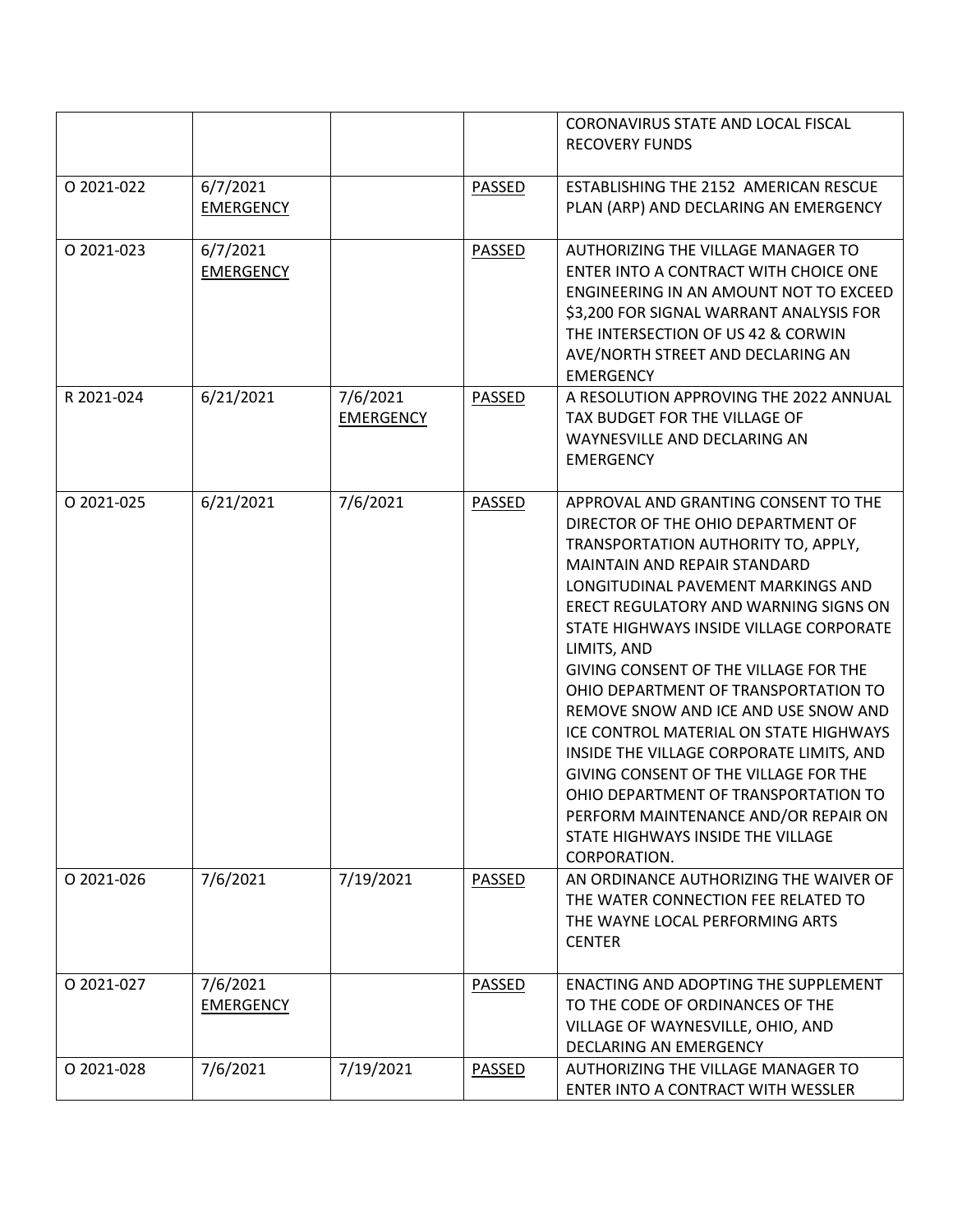| | | | | |
|---|---|---|---|---|
| | | | | CORONAVIRUS STATE AND LOCAL FISCAL RECOVERY FUNDS |
| O 2021-022 | 6/7/2021 EMERGENCY | | PASSED | ESTABLISHING THE 2152 AMERICAN RESCUE PLAN (ARP) AND DECLARING AN EMERGENCY |
| O 2021-023 | 6/7/2021 EMERGENCY | | PASSED | AUTHORIZING THE VILLAGE MANAGER TO ENTER INTO A CONTRACT WITH CHOICE ONE ENGINEERING IN AN AMOUNT NOT TO EXCEED $3,200 FOR SIGNAL WARRANT ANALYSIS FOR THE INTERSECTION OF US 42 & CORWIN AVE/NORTH STREET AND DECLARING AN EMERGENCY |
| R 2021-024 | 6/21/2021 | 7/6/2021 EMERGENCY | PASSED | A RESOLUTION APPROVING THE 2022 ANNUAL TAX BUDGET FOR THE VILLAGE OF WAYNESVILLE AND DECLARING AN EMERGENCY |
| O 2021-025 | 6/21/2021 | 7/6/2021 | PASSED | APPROVAL AND GRANTING CONSENT TO THE DIRECTOR OF THE OHIO DEPARTMENT OF TRANSPORTATION AUTHORITY TO, APPLY, MAINTAIN AND REPAIR STANDARD LONGITUDINAL PAVEMENT MARKINGS AND ERECT REGULATORY AND WARNING SIGNS ON STATE HIGHWAYS INSIDE VILLAGE CORPORATE LIMITS, AND GIVING CONSENT OF THE VILLAGE FOR THE OHIO DEPARTMENT OF TRANSPORTATION TO REMOVE SNOW AND ICE AND USE SNOW AND ICE CONTROL MATERIAL ON STATE HIGHWAYS INSIDE THE VILLAGE CORPORATE LIMITS, AND GIVING CONSENT OF THE VILLAGE FOR THE OHIO DEPARTMENT OF TRANSPORTATION TO PERFORM MAINTENANCE AND/OR REPAIR ON STATE HIGHWAYS INSIDE THE VILLAGE CORPORATION. |
| O 2021-026 | 7/6/2021 | 7/19/2021 | PASSED | AN ORDINANCE AUTHORIZING THE WAIVER OF THE WATER CONNECTION FEE RELATED TO THE WAYNE LOCAL PERFORMING ARTS CENTER |
| O 2021-027 | 7/6/2021 EMERGENCY | | PASSED | ENACTING AND ADOPTING THE SUPPLEMENT TO THE CODE OF ORDINANCES OF THE VILLAGE OF WAYNESVILLE, OHIO, AND DECLARING AN EMERGENCY |
| O 2021-028 | 7/6/2021 | 7/19/2021 | PASSED | AUTHORIZING THE VILLAGE MANAGER TO ENTER INTO A CONTRACT WITH WESSLER |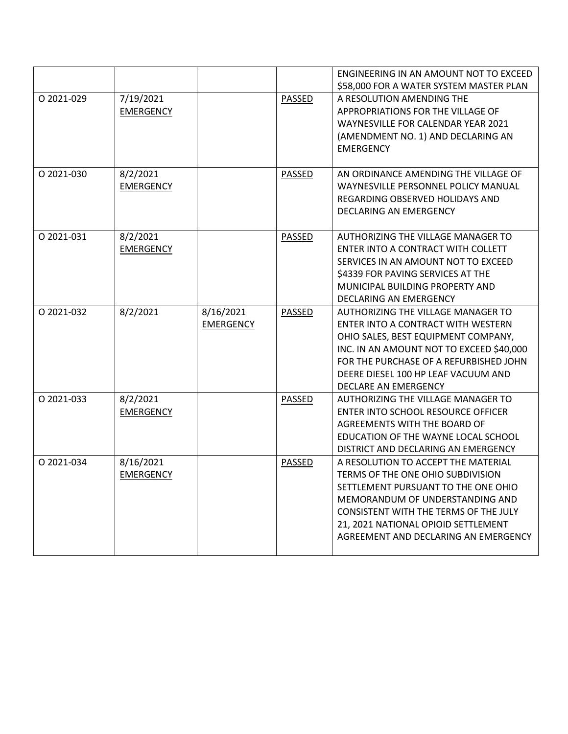| | | | | |
|---|---|---|---|---|
| | | | | ENGINEERING IN AN AMOUNT NOT TO EXCEED $58,000 FOR A WATER SYSTEM MASTER PLAN |
| O 2021-029 | 7/19/2021 EMERGENCY | | PASSED | A RESOLUTION AMENDING THE APPROPRIATIONS FOR THE VILLAGE OF WAYNESVILLE FOR CALENDAR YEAR 2021 (AMENDMENT NO. 1) AND DECLARING AN EMERGENCY |
| O 2021-030 | 8/2/2021 EMERGENCY | | PASSED | AN ORDINANCE AMENDING THE VILLAGE OF WAYNESVILLE PERSONNEL POLICY MANUAL REGARDING OBSERVED HOLIDAYS AND DECLARING AN EMERGENCY |
| O 2021-031 | 8/2/2021 EMERGENCY | | PASSED | AUTHORIZING THE VILLAGE MANAGER TO ENTER INTO A CONTRACT WITH COLLETT SERVICES IN AN AMOUNT NOT TO EXCEED $4339 FOR PAVING SERVICES AT THE MUNICIPAL BUILDING PROPERTY AND DECLARING AN EMERGENCY |
| O 2021-032 | 8/2/2021 | 8/16/2021 EMERGENCY | PASSED | AUTHORIZING THE VILLAGE MANAGER TO ENTER INTO A CONTRACT WITH WESTERN OHIO SALES, BEST EQUIPMENT COMPANY, INC. IN AN AMOUNT NOT TO EXCEED $40,000 FOR THE PURCHASE OF A REFURBISHED JOHN DEERE DIESEL 100 HP LEAF VACUUM AND DECLARE AN EMERGENCY |
| O 2021-033 | 8/2/2021 EMERGENCY | | PASSED | AUTHORIZING THE VILLAGE MANAGER TO ENTER INTO SCHOOL RESOURCE OFFICER AGREEMENTS WITH THE BOARD OF EDUCATION OF THE WAYNE LOCAL SCHOOL DISTRICT AND DECLARING AN EMERGENCY |
| O 2021-034 | 8/16/2021 EMERGENCY | | PASSED | A RESOLUTION TO ACCEPT THE MATERIAL TERMS OF THE ONE OHIO SUBDIVISION SETTLEMENT PURSUANT TO THE ONE OHIO MEMORANDUM OF UNDERSTANDING AND CONSISTENT WITH THE TERMS OF THE JULY 21, 2021 NATIONAL OPIOID SETTLEMENT AGREEMENT AND DECLARING AN EMERGENCY |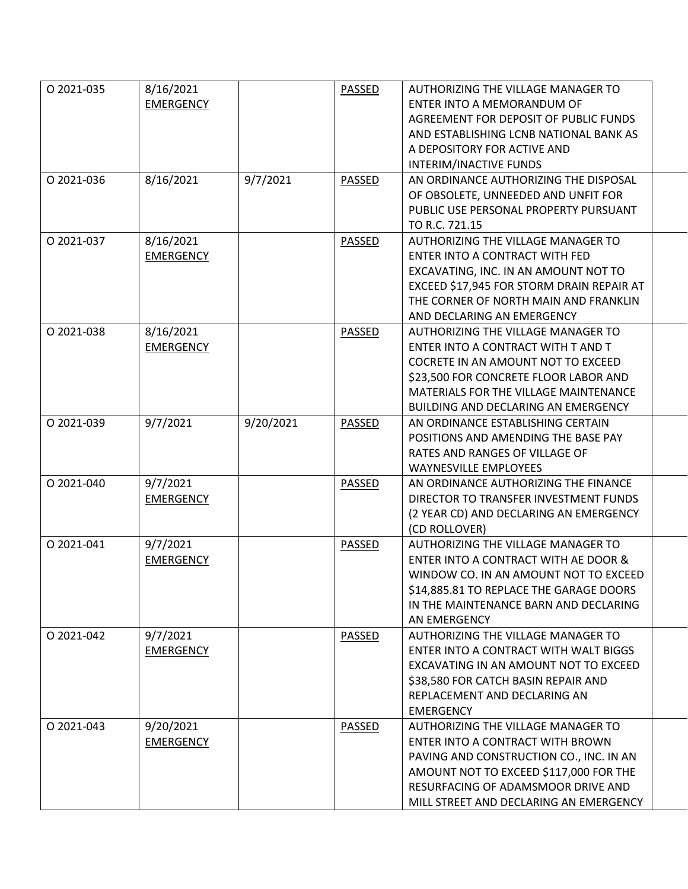| | | | | | |
|---|---|---|---|---|---|
| O 2021-035 | 8/16/2021 EMERGENCY | | PASSED | AUTHORIZING THE VILLAGE MANAGER TO ENTER INTO A MEMORANDUM OF AGREEMENT FOR DEPOSIT OF PUBLIC FUNDS AND ESTABLISHING LCNB NATIONAL BANK AS A DEPOSITORY FOR ACTIVE AND INTERIM/INACTIVE FUNDS | |
| O 2021-036 | 8/16/2021 | 9/7/2021 | PASSED | AN ORDINANCE AUTHORIZING THE DISPOSAL OF OBSOLETE, UNNEEDED AND UNFIT FOR PUBLIC USE PERSONAL PROPERTY PURSUANT TO R.C. 721.15 | |
| O 2021-037 | 8/16/2021 EMERGENCY | | PASSED | AUTHORIZING THE VILLAGE MANAGER TO ENTER INTO A CONTRACT WITH FED EXCAVATING, INC. IN AN AMOUNT NOT TO EXCEED $17,945 FOR STORM DRAIN REPAIR AT THE CORNER OF NORTH MAIN AND FRANKLIN AND DECLARING AN EMERGENCY | |
| O 2021-038 | 8/16/2021 EMERGENCY | | PASSED | AUTHORIZING THE VILLAGE MANAGER TO ENTER INTO A CONTRACT WITH T AND T COCRETE IN AN AMOUNT NOT TO EXCEED $23,500 FOR CONCRETE FLOOR LABOR AND MATERIALS FOR THE VILLAGE MAINTENANCE BUILDING AND DECLARING AN EMERGENCY | |
| O 2021-039 | 9/7/2021 | 9/20/2021 | PASSED | AN ORDINANCE ESTABLISHING CERTAIN POSITIONS AND AMENDING THE BASE PAY RATES AND RANGES OF VILLAGE OF WAYNESVILLE EMPLOYEES | |
| O 2021-040 | 9/7/2021 EMERGENCY | | PASSED | AN ORDINANCE AUTHORIZING THE FINANCE DIRECTOR TO TRANSFER INVESTMENT FUNDS (2 YEAR CD) AND DECLARING AN EMERGENCY (CD ROLLOVER) | |
| O 2021-041 | 9/7/2021 EMERGENCY | | PASSED | AUTHORIZING THE VILLAGE MANAGER TO ENTER INTO A CONTRACT WITH AE DOOR & WINDOW CO. IN AN AMOUNT NOT TO EXCEED $14,885.81 TO REPLACE THE GARAGE DOORS IN THE MAINTENANCE BARN AND DECLARING AN EMERGENCY | |
| O 2021-042 | 9/7/2021 EMERGENCY | | PASSED | AUTHORIZING THE VILLAGE MANAGER TO ENTER INTO A CONTRACT WITH WALT BIGGS EXCAVATING IN AN AMOUNT NOT TO EXCEED $38,580 FOR CATCH BASIN REPAIR AND REPLACEMENT AND DECLARING AN EMERGENCY | |
| O 2021-043 | 9/20/2021 EMERGENCY | | PASSED | AUTHORIZING THE VILLAGE MANAGER TO ENTER INTO A CONTRACT WITH BROWN PAVING AND CONSTRUCTION CO., INC. IN AN AMOUNT NOT TO EXCEED $117,000 FOR THE RESURFACING OF ADAMSMOOR DRIVE AND MILL STREET AND DECLARING AN EMERGENCY | |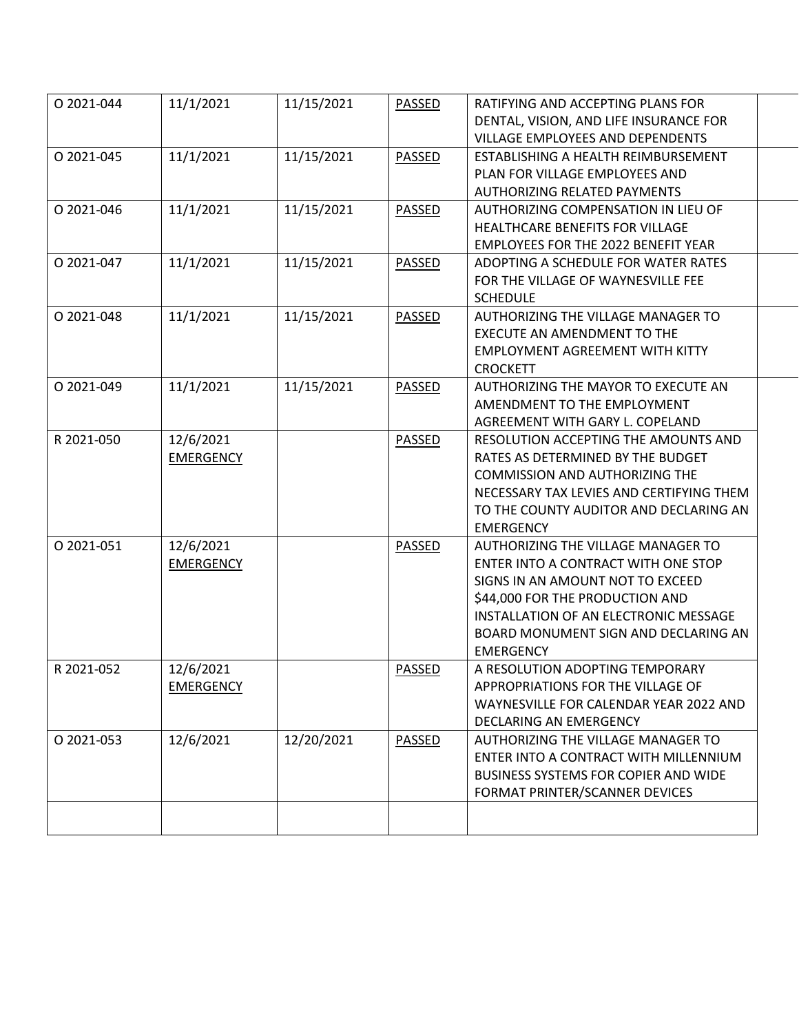| | | | | | |
|---|---|---|---|---|---|
| O 2021-044 | 11/1/2021 | 11/15/2021 | PASSED | RATIFYING AND ACCEPTING PLANS FOR DENTAL, VISION, AND LIFE INSURANCE FOR VILLAGE EMPLOYEES AND DEPENDENTS | |
| O 2021-045 | 11/1/2021 | 11/15/2021 | PASSED | ESTABLISHING A HEALTH REIMBURSEMENT PLAN FOR VILLAGE EMPLOYEES AND AUTHORIZING RELATED PAYMENTS | |
| O 2021-046 | 11/1/2021 | 11/15/2021 | PASSED | AUTHORIZING COMPENSATION IN LIEU OF HEALTHCARE BENEFITS FOR VILLAGE EMPLOYEES FOR THE 2022 BENEFIT YEAR | |
| O 2021-047 | 11/1/2021 | 11/15/2021 | PASSED | ADOPTING A SCHEDULE FOR WATER RATES FOR THE VILLAGE OF WAYNESVILLE FEE SCHEDULE | |
| O 2021-048 | 11/1/2021 | 11/15/2021 | PASSED | AUTHORIZING THE VILLAGE MANAGER TO EXECUTE AN AMENDMENT TO THE EMPLOYMENT AGREEMENT WITH KITTY CROCKETT | |
| O 2021-049 | 11/1/2021 | 11/15/2021 | PASSED | AUTHORIZING THE MAYOR TO EXECUTE AN AMENDMENT TO THE EMPLOYMENT AGREEMENT WITH GARY L. COPELAND | |
| R 2021-050 | 12/6/2021 EMERGENCY | | PASSED | RESOLUTION ACCEPTING THE AMOUNTS AND RATES AS DETERMINED BY THE BUDGET COMMISSION AND AUTHORIZING THE NECESSARY TAX LEVIES AND CERTIFYING THEM TO THE COUNTY AUDITOR AND DECLARING AN EMERGENCY | |
| O 2021-051 | 12/6/2021 EMERGENCY | | PASSED | AUTHORIZING THE VILLAGE MANAGER TO ENTER INTO A CONTRACT WITH ONE STOP SIGNS IN AN AMOUNT NOT TO EXCEED $44,000 FOR THE PRODUCTION AND INSTALLATION OF AN ELECTRONIC MESSAGE BOARD MONUMENT SIGN AND DECLARING AN EMERGENCY | |
| R 2021-052 | 12/6/2021 EMERGENCY | | PASSED | A RESOLUTION ADOPTING TEMPORARY APPROPRIATIONS FOR THE VILLAGE OF WAYNESVILLE FOR CALENDAR YEAR 2022 AND DECLARING AN EMERGENCY | |
| O 2021-053 | 12/6/2021 | 12/20/2021 | PASSED | AUTHORIZING THE VILLAGE MANAGER TO ENTER INTO A CONTRACT WITH MILLENNIUM BUSINESS SYSTEMS FOR COPIER AND WIDE FORMAT PRINTER/SCANNER DEVICES | |
| | | | | | |